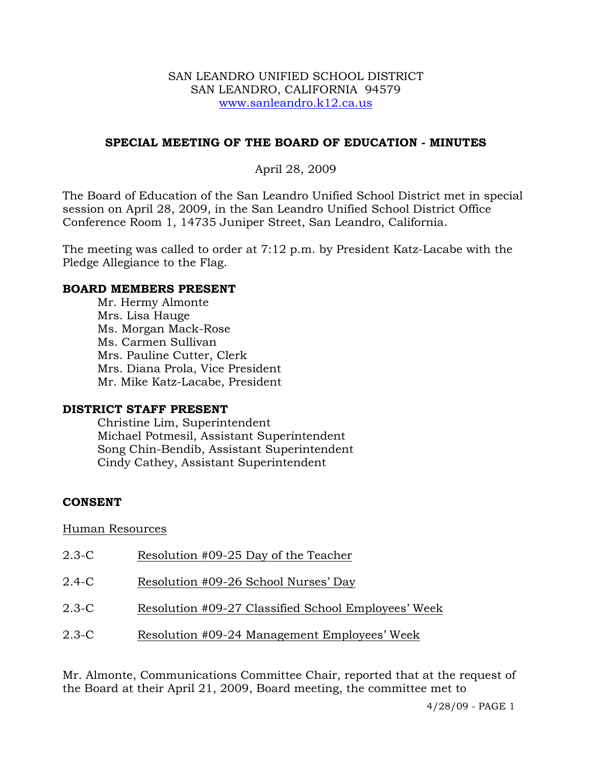SAN LEANDRO UNIFIED SCHOOL DISTRICT
SAN LEANDRO, CALIFORNIA 94579
www.sanleandro.k12.ca.us

## SPECIAL MEETING OF THE BOARD OF EDUCATION - MINUTES

April 28, 2009

The Board of Education of the San Leandro Unified School District met in special session on April 28, 2009, in the San Leandro Unified School District Office Conference Room 1, 14735 Juniper Street, San Leandro, California.

The meeting was called to order at 7:12 p.m. by President Katz-Lacabe with the Pledge Allegiance to the Flag.

### BOARD MEMBERS PRESENT

Mr. Hermy Almonte
Mrs. Lisa Hauge
Ms. Morgan Mack-Rose
Ms. Carmen Sullivan
Mrs. Pauline Cutter, Clerk
Mrs. Diana Prola, Vice President
Mr. Mike Katz-Lacabe, President

### DISTRICT STAFF PRESENT

Christine Lim, Superintendent
Michael Potmesil, Assistant Superintendent
Song Chin-Bendib, Assistant Superintendent
Cindy Cathey, Assistant Superintendent

### CONSENT

Human Resources

2.3-C Resolution #09-25 Day of the Teacher

2.4-C Resolution #09-26 School Nurses' Day

2.3-C Resolution #09-27 Classified School Employees' Week

2.3-C Resolution #09-24 Management Employees' Week

Mr. Almonte, Communications Committee Chair, reported that at the request of the Board at their April 21, 2009, Board meeting, the committee met to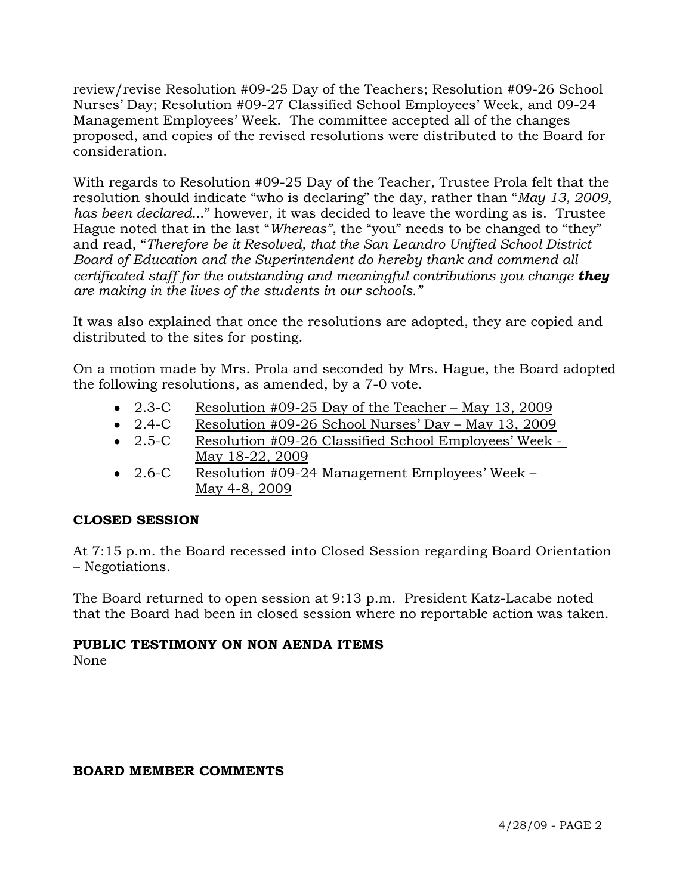review/revise Resolution #09-25 Day of the Teachers; Resolution #09-26 School Nurses' Day; Resolution #09-27 Classified School Employees' Week, and 09-24 Management Employees' Week. The committee accepted all of the changes proposed, and copies of the revised resolutions were distributed to the Board for consideration.

With regards to Resolution #09-25 Day of the Teacher, Trustee Prola felt that the resolution should indicate "who is declaring" the day, rather than "*May 13, 2009, has been declared...*" however, it was decided to leave the wording as is. Trustee Hague noted that in the last "*Whereas*", the "you" needs to be changed to "they" and read, "*Therefore be it Resolved, that the San Leandro Unified School District Board of Education and the Superintendent do hereby thank and commend all certificated staff for the outstanding and meaningful contributions you change **they** are making in the lives of the students in our schools."*

It was also explained that once the resolutions are adopted, they are copied and distributed to the sites for posting.

On a motion made by Mrs. Prola and seconded by Mrs. Hague, the Board adopted the following resolutions, as amended, by a 7-0 vote.

- 2.3-C Resolution #09-25 Day of the Teacher – May 13, 2009
- 2.4-C Resolution #09-26 School Nurses' Day – May 13, 2009
- 2.5-C Resolution #09-26 Classified School Employees' Week - May 18-22, 2009
- 2.6-C Resolution #09-24 Management Employees' Week – May 4-8, 2009

**CLOSED SESSION**

At 7:15 p.m. the Board recessed into Closed Session regarding Board Orientation – Negotiations.

The Board returned to open session at 9:13 p.m. President Katz-Lacabe noted that the Board had been in closed session where no reportable action was taken.

**PUBLIC TESTIMONY ON NON AENDA ITEMS**

None

**BOARD MEMBER COMMENTS**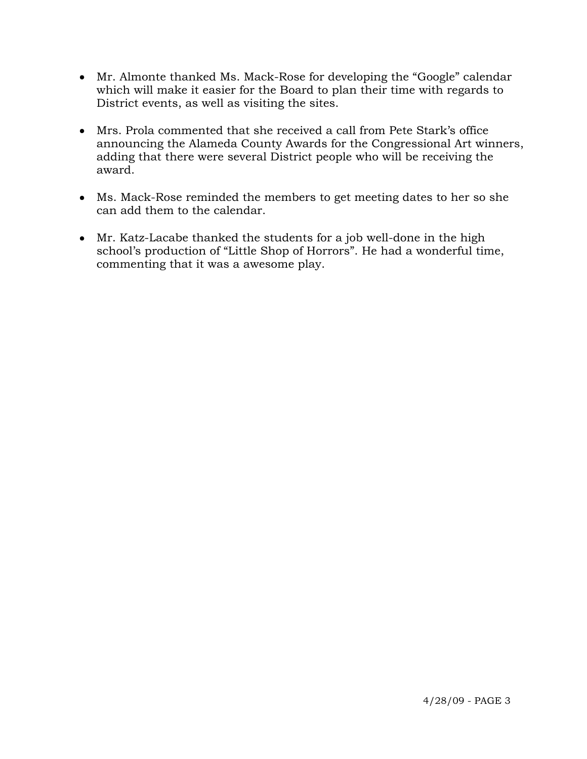- Mr. Almonte thanked Ms. Mack-Rose for developing the "Google" calendar which will make it easier for the Board to plan their time with regards to District events, as well as visiting the sites.

- Mrs. Prola commented that she received a call from Pete Stark's office announcing the Alameda County Awards for the Congressional Art winners, adding that there were several District people who will be receiving the award.

- Ms. Mack-Rose reminded the members to get meeting dates to her so she can add them to the calendar.

- Mr. Katz-Lacabe thanked the students for a job well-done in the high school's production of "Little Shop of Horrors". He had a wonderful time, commenting that it was a awesome play.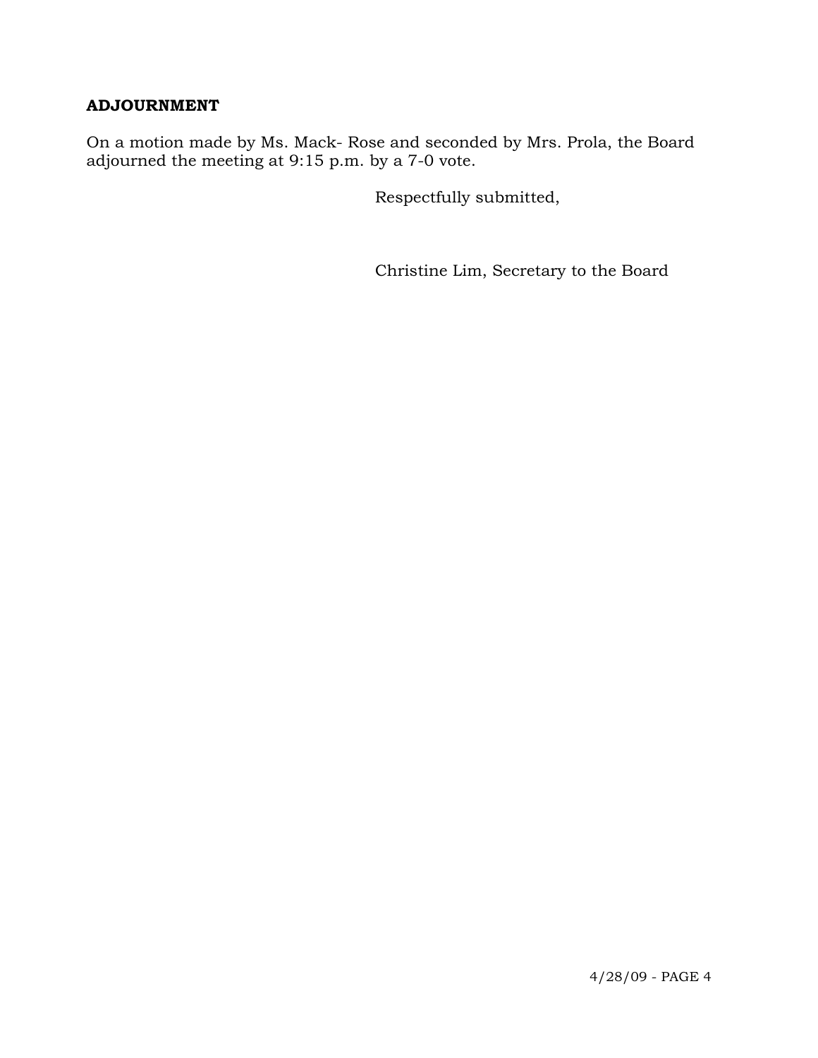**ADJOURNMENT**

On a motion made by Ms. Mack- Rose and seconded by Mrs. Prola, the Board adjourned the meeting at 9:15 p.m. by a 7-0 vote.

Respectfully submitted,

Christine Lim, Secretary to the Board